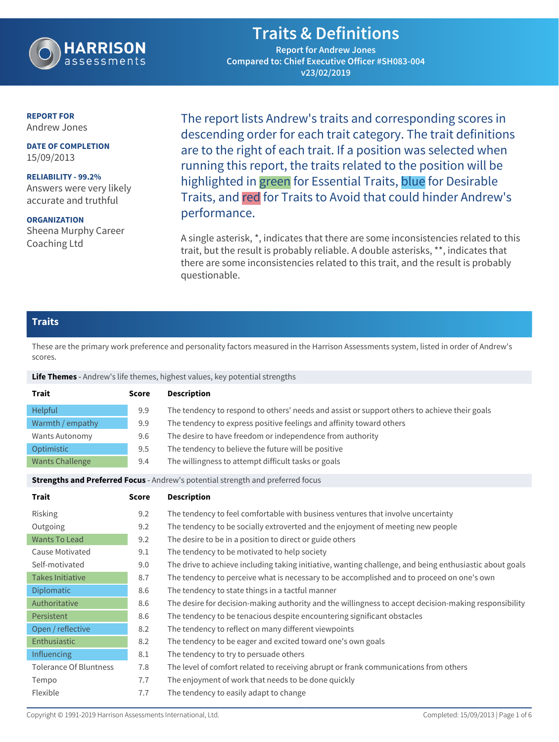# Traits & Definitions

**Report for Andrew Jones**
**Compared to: Chief Executive Officer #SH083-004**
**v23/02/2019**

**REPORT FOR**
Andrew Jones

**DATE OF COMPLETION**
15/09/2013

**RELIABILITY - 99.2%**
Answers were very likely accurate and truthful

**ORGANIZATION**
Sheena Murphy Career Coaching Ltd

The report lists Andrew's traits and corresponding scores in descending order for each trait category. The trait definitions are to the right of each trait. If a position was selected when running this report, the traits related to the position will be highlighted in green for Essential Traits, blue for Desirable Traits, and red for Traits to Avoid that could hinder Andrew's performance.

A single asterisk, *, indicates that there are some inconsistencies related to this trait, but the result is probably reliable. A double asterisks, **, indicates that there are some inconsistencies related to this trait, and the result is probably questionable.

## Traits

These are the primary work preference and personality factors measured in the Harrison Assessments system, listed in order of Andrew's scores.

**Life Themes** - Andrew's life themes, highest values, key potential strengths

| Trait | Score | Description |
|---|---|---|
| Helpful | 9.9 | The tendency to respond to others' needs and assist or support others to achieve their goals |
| Warmth / empathy | 9.9 | The tendency to express positive feelings and affinity toward others |
| Wants Autonomy | 9.6 | The desire to have freedom or independence from authority |
| Optimistic | 9.5 | The tendency to believe the future will be positive |
| Wants Challenge | 9.4 | The willingness to attempt difficult tasks or goals |

**Strengths and Preferred Focus** - Andrew's potential strength and preferred focus

| Trait | Score | Description |
|---|---|---|
| Risking | 9.2 | The tendency to feel comfortable with business ventures that involve uncertainty |
| Outgoing | 9.2 | The tendency to be socially extroverted and the enjoyment of meeting new people |
| Wants To Lead | 9.2 | The desire to be in a position to direct or guide others |
| Cause Motivated | 9.1 | The tendency to be motivated to help society |
| Self-motivated | 9.0 | The drive to achieve including taking initiative, wanting challenge, and being enthusiastic about goals |
| Takes Initiative | 8.7 | The tendency to perceive what is necessary to be accomplished and to proceed on one's own |
| Diplomatic | 8.6 | The tendency to state things in a tactful manner |
| Authoritative | 8.6 | The desire for decision-making authority and the willingness to accept decision-making responsibility |
| Persistent | 8.6 | The tendency to be tenacious despite encountering significant obstacles |
| Open / reflective | 8.2 | The tendency to reflect on many different viewpoints |
| Enthusiastic | 8.2 | The tendency to be eager and excited toward one's own goals |
| Influencing | 8.1 | The tendency to try to persuade others |
| Tolerance Of Bluntness | 7.8 | The level of comfort related to receiving abrupt or frank communications from others |
| Tempo | 7.7 | The enjoyment of work that needs to be done quickly |
| Flexible | 7.7 | The tendency to easily adapt to change |

Copyright © 1991-2019 Harrison Assessments International, Ltd.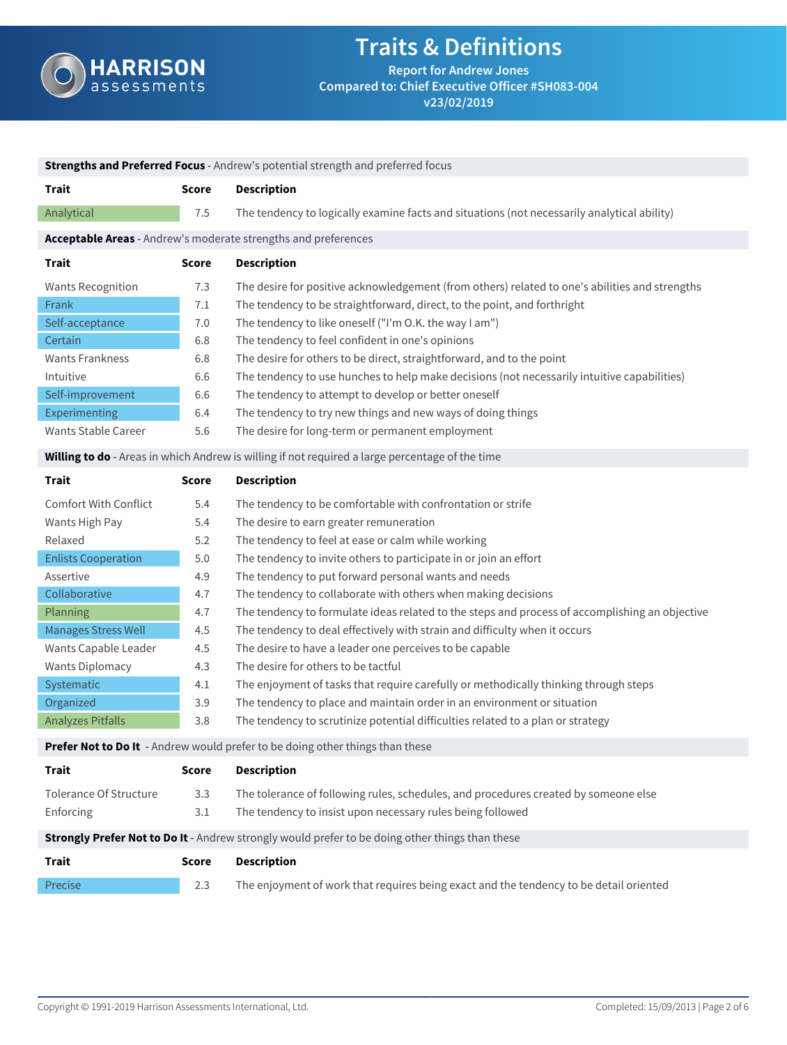# Traits & Definitions

**Report for Andrew Jones**
**Compared to: Chief Executive Officer #SH083-004**
**v23/02/2019**

**Strengths and Preferred Focus** - Andrew's potential strength and preferred focus

| Trait | Score | Description |
|---|---|---|
| Analytical | 7.5 | The tendency to logically examine facts and situations (not necessarily analytical ability) |

**Acceptable Areas** - Andrew's moderate strengths and preferences

| Trait | Score | Description |
|---|---|---|
| Wants Recognition | 7.3 | The desire for positive acknowledgement (from others) related to one's abilities and strengths |
| Frank | 7.1 | The tendency to be straightforward, direct, to the point, and forthright |
| Self-acceptance | 7.0 | The tendency to like oneself ("I'm O.K. the way I am") |
| Certain | 6.8 | The tendency to feel confident in one's opinions |
| Wants Frankness | 6.8 | The desire for others to be direct, straightforward, and to the point |
| Intuitive | 6.6 | The tendency to use hunches to help make decisions (not necessarily intuitive capabilities) |
| Self-improvement | 6.6 | The tendency to attempt to develop or better oneself |
| Experimenting | 6.4 | The tendency to try new things and new ways of doing things |
| Wants Stable Career | 5.6 | The desire for long-term or permanent employment |

**Willing to do** - Areas in which Andrew is willing if not required a large percentage of the time

| Trait | Score | Description |
|---|---|---|
| Comfort With Conflict | 5.4 | The tendency to be comfortable with confrontation or strife |
| Wants High Pay | 5.4 | The desire to earn greater remuneration |
| Relaxed | 5.2 | The tendency to feel at ease or calm while working |
| Enlists Cooperation | 5.0 | The tendency to invite others to participate in or join an effort |
| Assertive | 4.9 | The tendency to put forward personal wants and needs |
| Collaborative | 4.7 | The tendency to collaborate with others when making decisions |
| Planning | 4.7 | The tendency to formulate ideas related to the steps and process of accomplishing an objective |
| Manages Stress Well | 4.5 | The tendency to deal effectively with strain and difficulty when it occurs |
| Wants Capable Leader | 4.5 | The desire to have a leader one perceives to be capable |
| Wants Diplomacy | 4.3 | The desire for others to be tactful |
| Systematic | 4.1 | The enjoyment of tasks that require carefully or methodically thinking through steps |
| Organized | 3.9 | The tendency to place and maintain order in an environment or situation |
| Analyzes Pitfalls | 3.8 | The tendency to scrutinize potential difficulties related to a plan or strategy |

**Prefer Not to Do It** - Andrew would prefer to be doing other things than these

| Trait | Score | Description |
|---|---|---|
| Tolerance Of Structure | 3.3 | The tolerance of following rules, schedules, and procedures created by someone else |
| Enforcing | 3.1 | The tendency to insist upon necessary rules being followed |

**Strongly Prefer Not to Do It** - Andrew strongly would prefer to be doing other things than these

| Trait | Score | Description |
|---|---|---|
| Precise | 2.3 | The enjoyment of work that requires being exact and the tendency to be detail oriented |

Copyright © 1991-2019 Harrison Assessments International, Ltd. Completed: 15/09/2013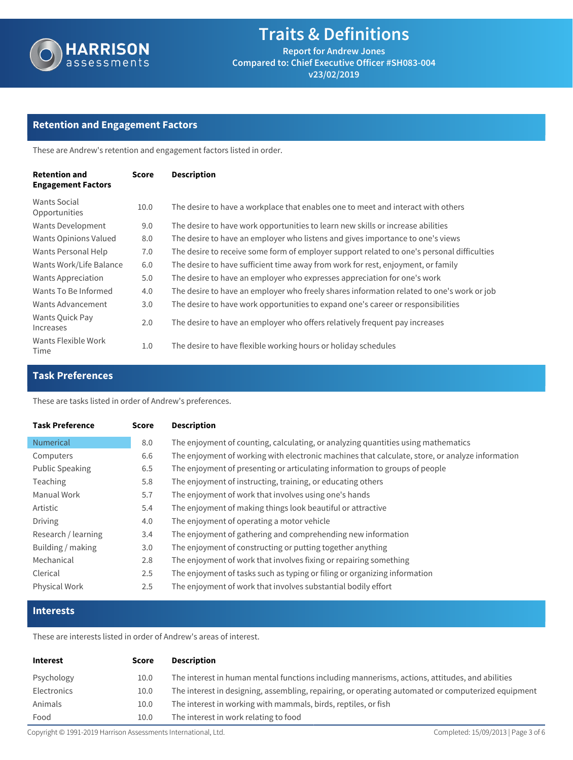# Traits & Definitions

**Report for Andrew Jones**
**Compared to: Chief Executive Officer #SH083-004**
**v23/02/2019**

## Retention and Engagement Factors

These are Andrew's retention and engagement factors listed in order.

| Retention and Engagement Factors | Score | Description |
|---|---|---|
| Wants Social Opportunities | 10.0 | The desire to have a workplace that enables one to meet and interact with others |
| Wants Development | 9.0 | The desire to have work opportunities to learn new skills or increase abilities |
| Wants Opinions Valued | 8.0 | The desire to have an employer who listens and gives importance to one's views |
| Wants Personal Help | 7.0 | The desire to receive some form of employer support related to one's personal difficulties |
| Wants Work/Life Balance | 6.0 | The desire to have sufficient time away from work for rest, enjoyment, or family |
| Wants Appreciation | 5.0 | The desire to have an employer who expresses appreciation for one's work |
| Wants To Be Informed | 4.0 | The desire to have an employer who freely shares information related to one's work or job |
| Wants Advancement | 3.0 | The desire to have work opportunities to expand one's career or responsibilities |
| Wants Quick Pay Increases | 2.0 | The desire to have an employer who offers relatively frequent pay increases |
| Wants Flexible Work Time | 1.0 | The desire to have flexible working hours or holiday schedules |

## Task Preferences

These are tasks listed in order of Andrew's preferences.

| Task Preference | Score | Description |
|---|---|---|
| Numerical | 8.0 | The enjoyment of counting, calculating, or analyzing quantities using mathematics |
| Computers | 6.6 | The enjoyment of working with electronic machines that calculate, store, or analyze information |
| Public Speaking | 6.5 | The enjoyment of presenting or articulating information to groups of people |
| Teaching | 5.8 | The enjoyment of instructing, training, or educating others |
| Manual Work | 5.7 | The enjoyment of work that involves using one's hands |
| Artistic | 5.4 | The enjoyment of making things look beautiful or attractive |
| Driving | 4.0 | The enjoyment of operating a motor vehicle |
| Research / learning | 3.4 | The enjoyment of gathering and comprehending new information |
| Building / making | 3.0 | The enjoyment of constructing or putting together anything |
| Mechanical | 2.8 | The enjoyment of work that involves fixing or repairing something |
| Clerical | 2.5 | The enjoyment of tasks such as typing or filing or organizing information |
| Physical Work | 2.5 | The enjoyment of work that involves substantial bodily effort |

## Interests

These are interests listed in order of Andrew's areas of interest.

| Interest | Score | Description |
|---|---|---|
| Psychology | 10.0 | The interest in human mental functions including mannerisms, actions, attitudes, and abilities |
| Electronics | 10.0 | The interest in designing, assembling, repairing, or operating automated or computerized equipment |
| Animals | 10.0 | The interest in working with mammals, birds, reptiles, or fish |
| Food | 10.0 | The interest in work relating to food |

Copyright © 1991-2019 Harrison Assessments International, Ltd. Completed: 15/09/2013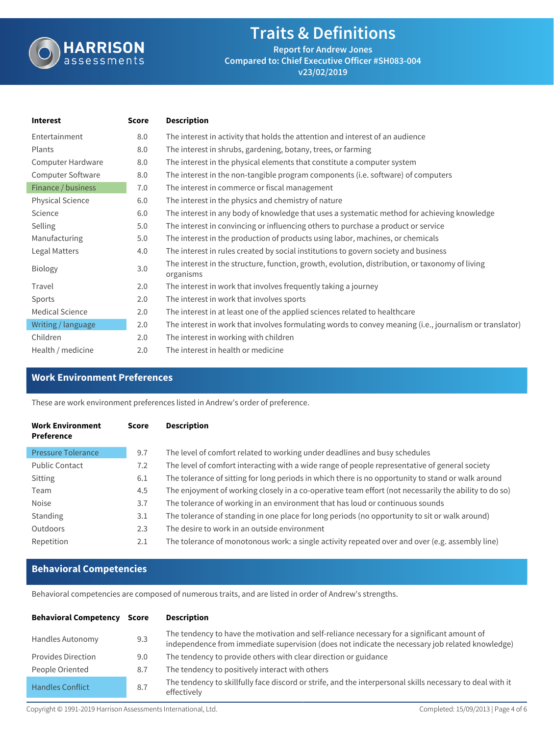# Traits & Definitions

**Report for Andrew Jones**
**Compared to: Chief Executive Officer #SH083-004**
**v23/02/2019**

| Interest | Score | Description |
|---|---|---|
| Entertainment | 8.0 | The interest in activity that holds the attention and interest of an audience |
| Plants | 8.0 | The interest in shrubs, gardening, botany, trees, or farming |
| Computer Hardware | 8.0 | The interest in the physical elements that constitute a computer system |
| Computer Software | 8.0 | The interest in the non-tangible program components (i.e. software) of computers |
| Finance / business | 7.0 | The interest in commerce or fiscal management |
| Physical Science | 6.0 | The interest in the physics and chemistry of nature |
| Science | 6.0 | The interest in any body of knowledge that uses a systematic method for achieving knowledge |
| Selling | 5.0 | The interest in convincing or influencing others to purchase a product or service |
| Manufacturing | 5.0 | The interest in the production of products using labor, machines, or chemicals |
| Legal Matters | 4.0 | The interest in rules created by social institutions to govern society and business |
| Biology | 3.0 | The interest in the structure, function, growth, evolution, distribution, or taxonomy of living organisms |
| Travel | 2.0 | The interest in work that involves frequently taking a journey |
| Sports | 2.0 | The interest in work that involves sports |
| Medical Science | 2.0 | The interest in at least one of the applied sciences related to healthcare |
| Writing / language | 2.0 | The interest in work that involves formulating words to convey meaning (i.e., journalism or translator) |
| Children | 2.0 | The interest in working with children |
| Health / medicine | 2.0 | The interest in health or medicine |

## Work Environment Preferences

These are work environment preferences listed in Andrew's order of preference.

| Work Environment Preference | Score | Description |
|---|---|---|
| Pressure Tolerance | 9.7 | The level of comfort related to working under deadlines and busy schedules |
| Public Contact | 7.2 | The level of comfort interacting with a wide range of people representative of general society |
| Sitting | 6.1 | The tolerance of sitting for long periods in which there is no opportunity to stand or walk around |
| Team | 4.5 | The enjoyment of working closely in a co-operative team effort (not necessarily the ability to do so) |
| Noise | 3.7 | The tolerance of working in an environment that has loud or continuous sounds |
| Standing | 3.1 | The tolerance of standing in one place for long periods (no opportunity to sit or walk around) |
| Outdoors | 2.3 | The desire to work in an outside environment |
| Repetition | 2.1 | The tolerance of monotonous work: a single activity repeated over and over (e.g. assembly line) |

## Behavioral Competencies

Behavioral competencies are composed of numerous traits, and are listed in order of Andrew's strengths.

| Behavioral Competency | Score | Description |
|---|---|---|
| Handles Autonomy | 9.3 | The tendency to have the motivation and self-reliance necessary for a significant amount of independence from immediate supervision (does not indicate the necessary job related knowledge) |
| Provides Direction | 9.0 | The tendency to provide others with clear direction or guidance |
| People Oriented | 8.7 | The tendency to positively interact with others |
| Handles Conflict | 8.7 | The tendency to skillfully face discord or strife, and the interpersonal skills necessary to deal with it effectively |

Copyright © 1991-2019 Harrison Assessments International, Ltd. Completed: 15/09/2013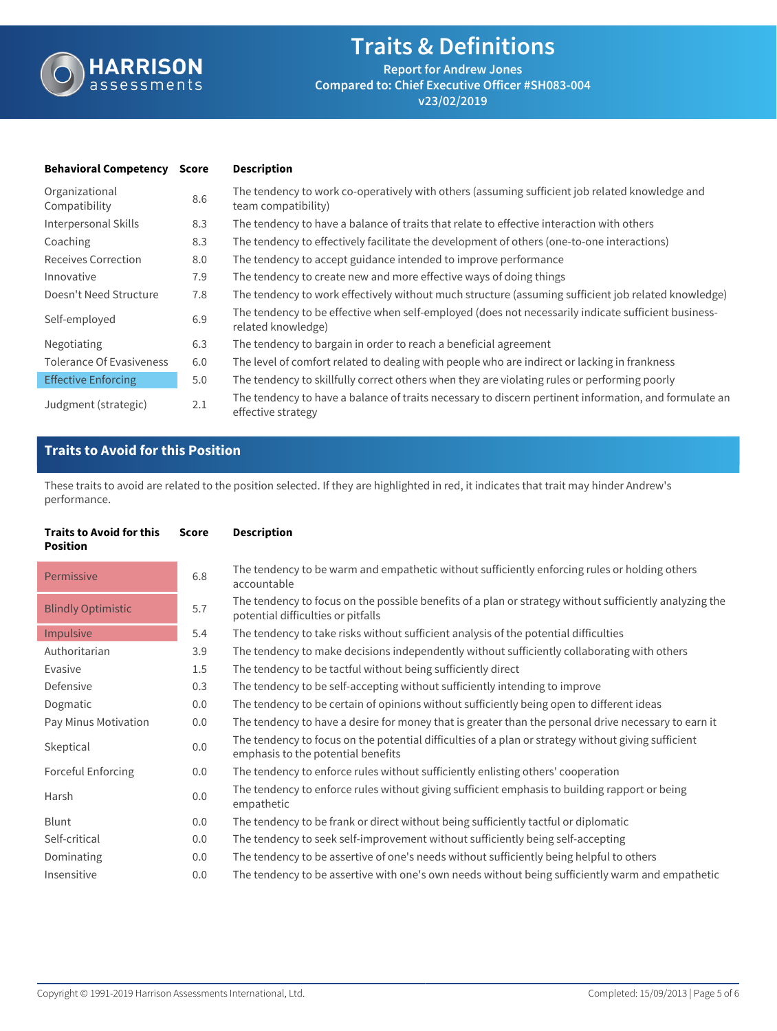# Traits & Definitions

**Report for Andrew Jones**
**Compared to: Chief Executive Officer #SH083-004**
**v23/02/2019**

| Behavioral Competency | Score | Description |
|---|---|---|
| Organizational Compatibility | 8.6 | The tendency to work co-operatively with others (assuming sufficient job related knowledge and team compatibility) |
| Interpersonal Skills | 8.3 | The tendency to have a balance of traits that relate to effective interaction with others |
| Coaching | 8.3 | The tendency to effectively facilitate the development of others (one-to-one interactions) |
| Receives Correction | 8.0 | The tendency to accept guidance intended to improve performance |
| Innovative | 7.9 | The tendency to create new and more effective ways of doing things |
| Doesn't Need Structure | 7.8 | The tendency to work effectively without much structure (assuming sufficient job related knowledge) |
| Self-employed | 6.9 | The tendency to be effective when self-employed (does not necessarily indicate sufficient business-related knowledge) |
| Negotiating | 6.3 | The tendency to bargain in order to reach a beneficial agreement |
| Tolerance Of Evasiveness | 6.0 | The level of comfort related to dealing with people who are indirect or lacking in frankness |
| Effective Enforcing | 5.0 | The tendency to skillfully correct others when they are violating rules or performing poorly |
| Judgment (strategic) | 2.1 | The tendency to have a balance of traits necessary to discern pertinent information, and formulate an effective strategy |

## Traits to Avoid for this Position

These traits to avoid are related to the position selected. If they are highlighted in red, it indicates that trait may hinder Andrew's performance.

| Traits to Avoid for this Position | Score | Description |
|---|---|---|
| Permissive | 6.8 | The tendency to be warm and empathetic without sufficiently enforcing rules or holding others accountable |
| Blindly Optimistic | 5.7 | The tendency to focus on the possible benefits of a plan or strategy without sufficiently analyzing the potential difficulties or pitfalls |
| Impulsive | 5.4 | The tendency to take risks without sufficient analysis of the potential difficulties |
| Authoritarian | 3.9 | The tendency to make decisions independently without sufficiently collaborating with others |
| Evasive | 1.5 | The tendency to be tactful without being sufficiently direct |
| Defensive | 0.3 | The tendency to be self-accepting without sufficiently intending to improve |
| Dogmatic | 0.0 | The tendency to be certain of opinions without sufficiently being open to different ideas |
| Pay Minus Motivation | 0.0 | The tendency to have a desire for money that is greater than the personal drive necessary to earn it |
| Skeptical | 0.0 | The tendency to focus on the potential difficulties of a plan or strategy without giving sufficient emphasis to the potential benefits |
| Forceful Enforcing | 0.0 | The tendency to enforce rules without sufficiently enlisting others' cooperation |
| Harsh | 0.0 | The tendency to enforce rules without giving sufficient emphasis to building rapport or being empathetic |
| Blunt | 0.0 | The tendency to be frank or direct without being sufficiently tactful or diplomatic |
| Self-critical | 0.0 | The tendency to seek self-improvement without sufficiently being self-accepting |
| Dominating | 0.0 | The tendency to be assertive of one's needs without sufficiently being helpful to others |
| Insensitive | 0.0 | The tendency to be assertive with one's own needs without being sufficiently warm and empathetic |

Copyright © 1991-2019 Harrison Assessments International, Ltd. Completed: 15/09/2013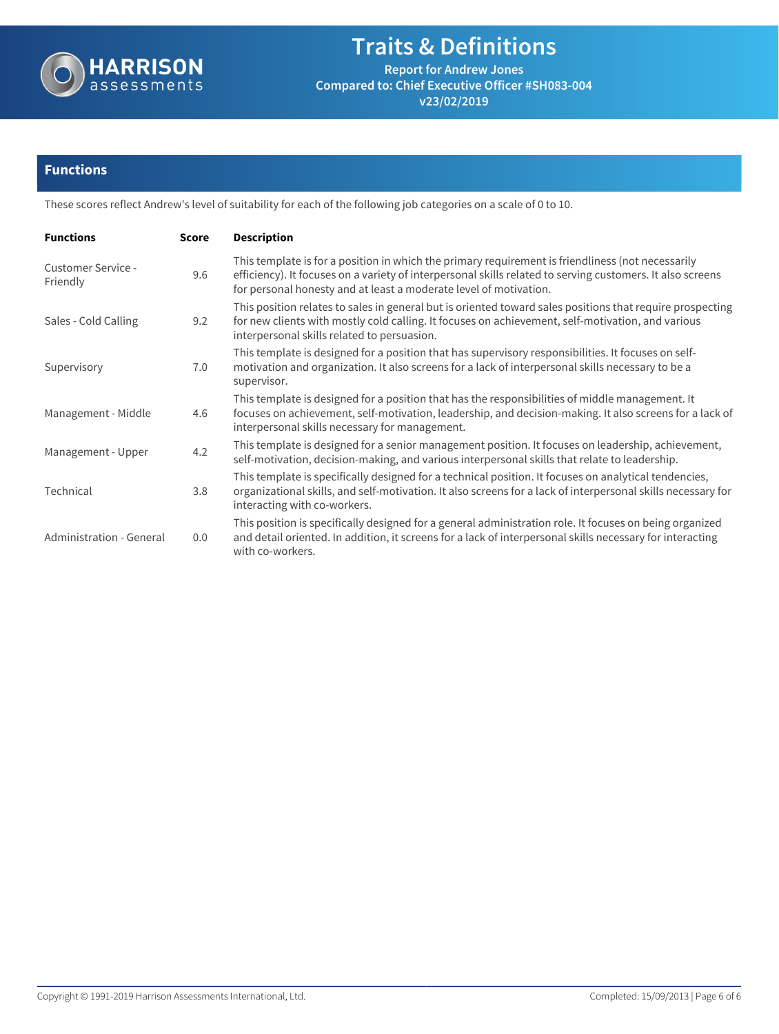# Traits & Definitions

**Report for Andrew Jones**
**Compared to: Chief Executive Officer #SH083-004**
**v23/02/2019**

## Functions

These scores reflect Andrew's level of suitability for each of the following job categories on a scale of 0 to 10.

| Functions | Score | Description |
|---|---|---|
| Customer Service - Friendly | 9.6 | This template is for a position in which the primary requirement is friendliness (not necessarily efficiency). It focuses on a variety of interpersonal skills related to serving customers. It also screens for personal honesty and at least a moderate level of motivation. |
| Sales - Cold Calling | 9.2 | This position relates to sales in general but is oriented toward sales positions that require prospecting for new clients with mostly cold calling. It focuses on achievement, self-motivation, and various interpersonal skills related to persuasion. |
| Supervisory | 7.0 | This template is designed for a position that has supervisory responsibilities. It focuses on self-motivation and organization. It also screens for a lack of interpersonal skills necessary to be a supervisor. |
| Management - Middle | 4.6 | This template is designed for a position that has the responsibilities of middle management. It focuses on achievement, self-motivation, leadership, and decision-making. It also screens for a lack of interpersonal skills necessary for management. |
| Management - Upper | 4.2 | This template is designed for a senior management position. It focuses on leadership, achievement, self-motivation, decision-making, and various interpersonal skills that relate to leadership. |
| Technical | 3.8 | This template is specifically designed for a technical position. It focuses on analytical tendencies, organizational skills, and self-motivation. It also screens for a lack of interpersonal skills necessary for interacting with co-workers. |
| Administration - General | 0.0 | This position is specifically designed for a general administration role. It focuses on being organized and detail oriented. In addition, it screens for a lack of interpersonal skills necessary for interacting with co-workers. |